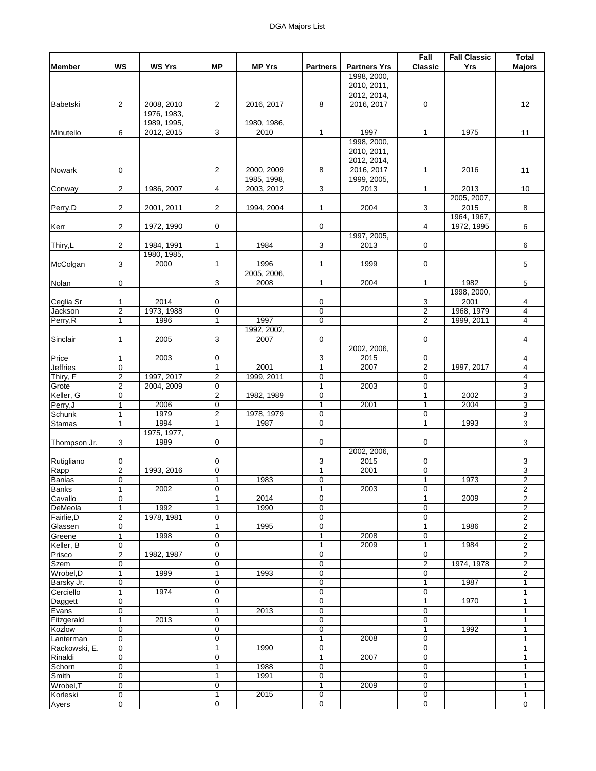# DGA Majors List

| Member | WS | WS Yrs | MP | MP Yrs | Partners | Partners Yrs | Fall Classic | Fall Classic Yrs | Total Majors |
|---|---|---|---|---|---|---|---|---|---|
| Babetski | 2 | 2008, 2010 | 2 | 2016, 2017 | 8 | 1998, 2000, 2010, 2011, 2012, 2014, 2016, 2017 | 0 | | 12 |
| Minutello | 6 | 1976, 1983, 1989, 1995, 2012, 2015 | 3 | 1980, 1986, 2010 | 1 | 1997 | 1 | 1975 | 11 |
| Nowark | 0 | | 2 | 2000, 2009 | 8 | 1998, 2000, 2010, 2011, 2012, 2014, 2016, 2017 | 1 | 2016 | 11 |
| Conway | 2 | 1986, 2007 | 4 | 1985, 1998, 2003, 2012 | 3 | 1999, 2005, 2013 | 1 | 2013 | 10 |
| Perry,D | 2 | 2001, 2011 | 2 | 1994, 2004 | 1 | 2004 | 3 | 2005, 2007, 2015 | 8 |
| Kerr | 2 | 1972, 1990 | 0 | | 0 | | 4 | 1964, 1967, 1972, 1995 | 6 |
| Thiry,L | 2 | 1984, 1991 | 1 | 1984 | 3 | 1997, 2005, 2013 | 0 | | 6 |
| McColgan | 3 | 1980, 1985, 2000 | 1 | 1996 | 1 | 1999 | 0 | | 5 |
| Nolan | 0 | | 3 | 2005, 2006, 2008 | 1 | 2004 | 1 | 1982 | 5 |
| Ceglia Sr | 1 | 2014 | 0 | | 0 | | 3 | 1998, 2000, 2001 | 4 |
| Jackson | 2 | 1973, 1988 | 0 | | 0 | | 2 | 1968, 1979 | 4 |
| Perry,R | 1 | 1996 | 1 | 1997 | 0 | | 2 | 1999, 2011 | 4 |
| Sinclair | 1 | 2005 | 3 | 1992, 2002, 2007 | 0 | | 0 | | 4 |
| Price | 1 | 2003 | 0 | | 3 | 2002, 2006, 2015 | 0 | | 4 |
| Jeffries | 0 | | 1 | 2001 | 1 | 2007 | 2 | 1997, 2017 | 4 |
| Thiry, F | 2 | 1997, 2017 | 2 | 1999, 2011 | 0 | | 0 | | 4 |
| Grote | 2 | 2004, 2009 | 0 | | 1 | 2003 | 0 | | 3 |
| Keller, G | 0 | | 2 | 1982, 1989 | 0 | | 1 | 2002 | 3 |
| Perry,J | 1 | 2006 | 0 | | 1 | 2001 | 1 | 2004 | 3 |
| Schunk | 1 | 1979 | 2 | 1978, 1979 | 0 | | 0 | | 3 |
| Stamas | 1 | 1994 | 1 | 1987 | 0 | | 1 | 1993 | 3 |
| Thompson Jr. | 3 | 1975, 1977, 1989 | 0 | | 0 | | 0 | | 3 |
| Rutigliano | 0 | | 0 | | 3 | 2002, 2006, 2015 | 0 | | 3 |
| Rapp | 2 | 1993, 2016 | 0 | | 1 | 2001 | 0 | | 3 |
| Banias | 0 | | 1 | 1983 | 0 | | 1 | 1973 | 2 |
| Banks | 1 | 2002 | 0 | | 1 | 2003 | 0 | | 2 |
| Cavallo | 0 | | 1 | 2014 | 0 | | 1 | 2009 | 2 |
| DeMeola | 1 | 1992 | 1 | 1990 | 0 | | 0 | | 2 |
| Fairlie,D | 2 | 1978, 1981 | 0 | | 0 | | 0 | | 2 |
| Glassen | 0 | | 1 | 1995 | 0 | | 1 | 1986 | 2 |
| Greene | 1 | 1998 | 0 | | 1 | 2008 | 0 | | 2 |
| Keller, B | 0 | | 0 | | 1 | 2009 | 1 | 1984 | 2 |
| Prisco | 2 | 1982, 1987 | 0 | | 0 | | 0 | | 2 |
| Szem | 0 | | 0 | | 0 | | 2 | 1974, 1978 | 2 |
| Wrobel,D | 1 | 1999 | 1 | 1993 | 0 | | 0 | | 2 |
| Barsky Jr. | 0 | | 0 | | 0 | | 1 | 1987 | 1 |
| Cerciello | 1 | 1974 | 0 | | 0 | | 0 | | 1 |
| Daggett | 0 | | 0 | | 0 | | 1 | 1970 | 1 |
| Evans | 0 | | 1 | 2013 | 0 | | 0 | | 1 |
| Fitzgerald | 1 | 2013 | 0 | | 0 | | 0 | | 1 |
| Kozlow | 0 | | 0 | | 0 | | 1 | 1992 | 1 |
| Lanterman | 0 | | 0 | | 1 | 2008 | 0 | | 1 |
| Rackowski, E. | 0 | | 1 | 1990 | 0 | | 0 | | 1 |
| Rinaldi | 0 | | 0 | | 1 | 2007 | 0 | | 1 |
| Schorn | 0 | | 1 | 1988 | 0 | | 0 | | 1 |
| Smith | 0 | | 1 | 1991 | 0 | | 0 | | 1 |
| Wrobel,T | 0 | | 0 | | 1 | 2009 | 0 | | 1 |
| Korleski | 0 | | 1 | 2015 | 0 | | 0 | | 1 |
| Ayers | 0 | | 0 | | 0 | | 0 | | 0 |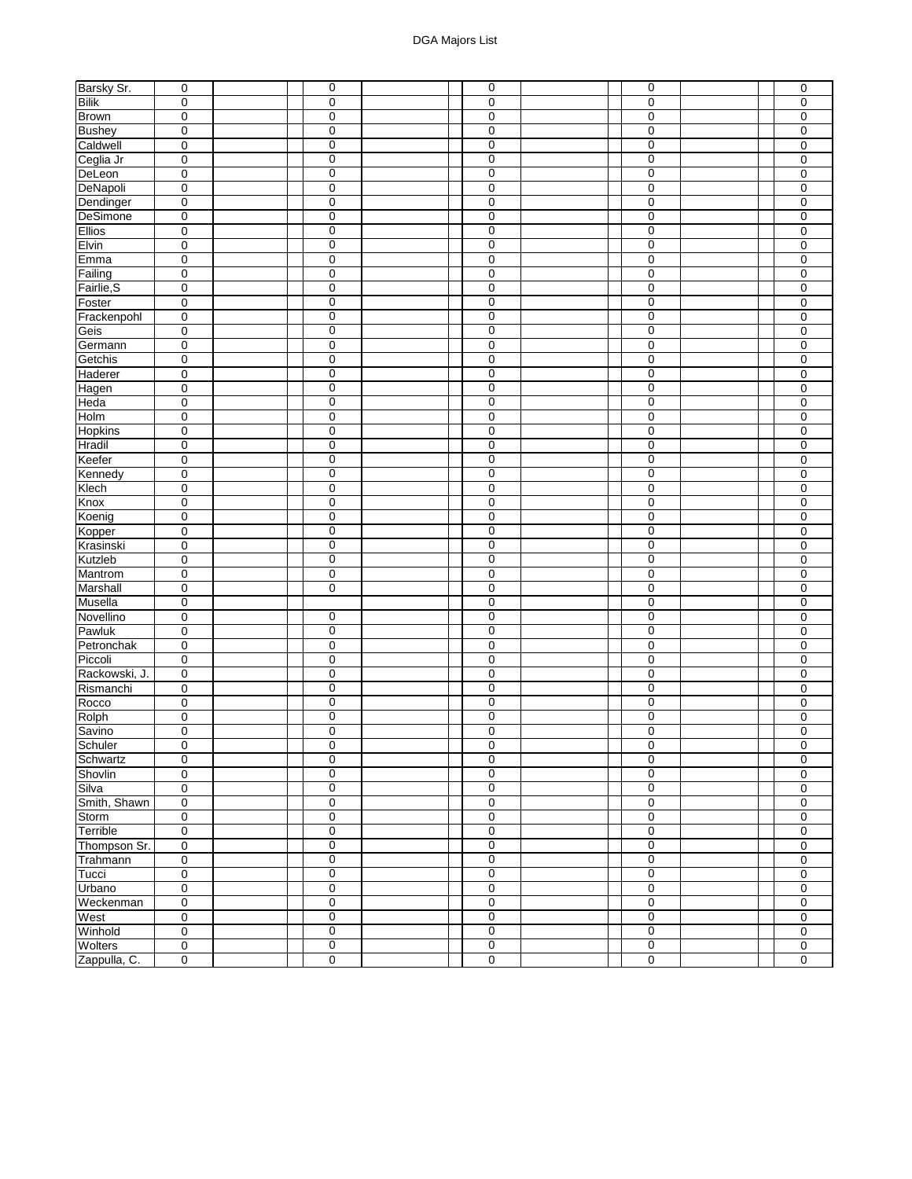| | | | | | | | | | | | | | |
|---|---|---|---|---|---|---|---|---|---|---|---|---|---|
| Barsky Sr. | 0 | | | 0 | | | 0 | | | 0 | | | 0 |
| Bilik | 0 | | | 0 | | | 0 | | | 0 | | | 0 |
| Brown | 0 | | | 0 | | | 0 | | | 0 | | | 0 |
| Bushey | 0 | | | 0 | | | 0 | | | 0 | | | 0 |
| Caldwell | 0 | | | 0 | | | 0 | | | 0 | | | 0 |
| Ceglia Jr | 0 | | | 0 | | | 0 | | | 0 | | | 0 |
| DeLeon | 0 | | | 0 | | | 0 | | | 0 | | | 0 |
| DeNapoli | 0 | | | 0 | | | 0 | | | 0 | | | 0 |
| Dendinger | 0 | | | 0 | | | 0 | | | 0 | | | 0 |
| DeSimone | 0 | | | 0 | | | 0 | | | 0 | | | 0 |
| Ellios | 0 | | | 0 | | | 0 | | | 0 | | | 0 |
| Elvin | 0 | | | 0 | | | 0 | | | 0 | | | 0 |
| Emma | 0 | | | 0 | | | 0 | | | 0 | | | 0 |
| Failing | 0 | | | 0 | | | 0 | | | 0 | | | 0 |
| Fairlie,S | 0 | | | 0 | | | 0 | | | 0 | | | 0 |
| Foster | 0 | | | 0 | | | 0 | | | 0 | | | 0 |
| Frackenpohl | 0 | | | 0 | | | 0 | | | 0 | | | 0 |
| Geis | 0 | | | 0 | | | 0 | | | 0 | | | 0 |
| Germann | 0 | | | 0 | | | 0 | | | 0 | | | 0 |
| Getchis | 0 | | | 0 | | | 0 | | | 0 | | | 0 |
| Haderer | 0 | | | 0 | | | 0 | | | 0 | | | 0 |
| Hagen | 0 | | | 0 | | | 0 | | | 0 | | | 0 |
| Heda | 0 | | | 0 | | | 0 | | | 0 | | | 0 |
| Holm | 0 | | | 0 | | | 0 | | | 0 | | | 0 |
| Hopkins | 0 | | | 0 | | | 0 | | | 0 | | | 0 |
| Hradil | 0 | | | 0 | | | 0 | | | 0 | | | 0 |
| Keefer | 0 | | | 0 | | | 0 | | | 0 | | | 0 |
| Kennedy | 0 | | | 0 | | | 0 | | | 0 | | | 0 |
| Klech | 0 | | | 0 | | | 0 | | | 0 | | | 0 |
| Knox | 0 | | | 0 | | | 0 | | | 0 | | | 0 |
| Koenig | 0 | | | 0 | | | 0 | | | 0 | | | 0 |
| Kopper | 0 | | | 0 | | | 0 | | | 0 | | | 0 |
| Krasinski | 0 | | | 0 | | | 0 | | | 0 | | | 0 |
| Kutzleb | 0 | | | 0 | | | 0 | | | 0 | | | 0 |
| Mantrom | 0 | | | 0 | | | 0 | | | 0 | | | 0 |
| Marshall | 0 | | | 0 | | | 0 | | | 0 | | | 0 |
| Musella | 0 | | | | | | 0 | | | 0 | | | 0 |
| Novellino | 0 | | | 0 | | | 0 | | | 0 | | | 0 |
| Pawluk | 0 | | | 0 | | | 0 | | | 0 | | | 0 |
| Petronchak | 0 | | | 0 | | | 0 | | | 0 | | | 0 |
| Piccoli | 0 | | | 0 | | | 0 | | | 0 | | | 0 |
| Rackowski, J. | 0 | | | 0 | | | 0 | | | 0 | | | 0 |
| Rismanchi | 0 | | | 0 | | | 0 | | | 0 | | | 0 |
| Rocco | 0 | | | 0 | | | 0 | | | 0 | | | 0 |
| Rolph | 0 | | | 0 | | | 0 | | | 0 | | | 0 |
| Savino | 0 | | | 0 | | | 0 | | | 0 | | | 0 |
| Schuler | 0 | | | 0 | | | 0 | | | 0 | | | 0 |
| Schwartz | 0 | | | 0 | | | 0 | | | 0 | | | 0 |
| Shovlin | 0 | | | 0 | | | 0 | | | 0 | | | 0 |
| Silva | 0 | | | 0 | | | 0 | | | 0 | | | 0 |
| Smith, Shawn | 0 | | | 0 | | | 0 | | | 0 | | | 0 |
| Storm | 0 | | | 0 | | | 0 | | | 0 | | | 0 |
| Terrible | 0 | | | 0 | | | 0 | | | 0 | | | 0 |
| Thompson Sr. | 0 | | | 0 | | | 0 | | | 0 | | | 0 |
| Trahmann | 0 | | | 0 | | | 0 | | | 0 | | | 0 |
| Tucci | 0 | | | 0 | | | 0 | | | 0 | | | 0 |
| Urbano | 0 | | | 0 | | | 0 | | | 0 | | | 0 |
| Weckenman | 0 | | | 0 | | | 0 | | | 0 | | | 0 |
| West | 0 | | | 0 | | | 0 | | | 0 | | | 0 |
| Winhold | 0 | | | 0 | | | 0 | | | 0 | | | 0 |
| Wolters | 0 | | | 0 | | | 0 | | | 0 | | | 0 |
| Zappulla, C. | 0 | | | 0 | | | 0 | | | 0 | | | 0 |